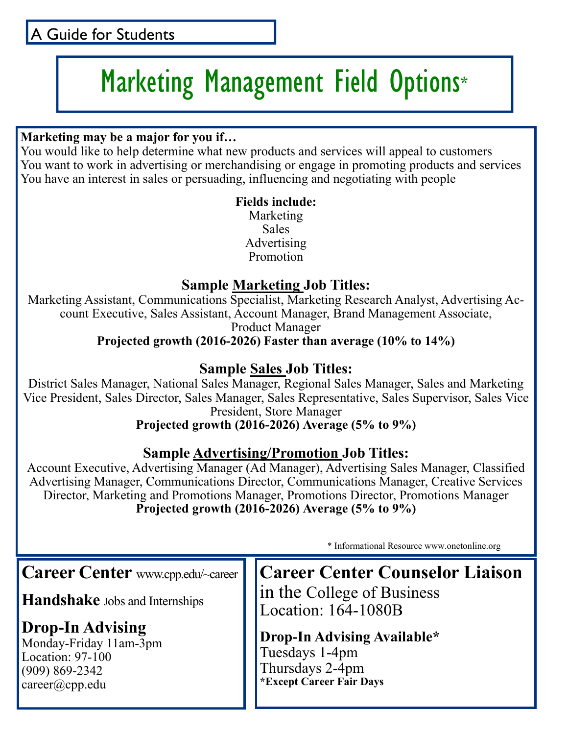A Guide for Students

# Marketing Management Field Options*

**Marketing may be a major for you if…**

You would like to help determine what new products and services will appeal to customers
You want to work in advertising or merchandising or engage in promoting products and services
You have an interest in sales or persuading, influencing and negotiating with people

**Fields include:**

Marketing
Sales
Advertising
Promotion

### Sample Marketing Job Titles:

Marketing Assistant, Communications Specialist, Marketing Research Analyst, Advertising Account Executive, Sales Assistant, Account Manager, Brand Management Associate, Product Manager

**Projected growth (2016-2026) Faster than average (10% to 14%)**

### Sample Sales Job Titles:

District Sales Manager, National Sales Manager, Regional Sales Manager, Sales and Marketing Vice President, Sales Director, Sales Manager, Sales Representative, Sales Supervisor, Sales Vice President, Store Manager

**Projected growth (2016-2026) Average (5% to 9%)**

### Sample Advertising/Promotion Job Titles:

Account Executive, Advertising Manager (Ad Manager), Advertising Sales Manager, Classified Advertising Manager, Communications Director, Communications Manager, Creative Services Director, Marketing and Promotions Manager, Promotions Director, Promotions Manager

**Projected growth (2016-2026) Average (5% to 9%)**

* Informational Resource www.onetonline.org

## Career Center www.cpp.edu/~career

**Handshake** Jobs and Internships

### Drop-In Advising

Monday-Friday 11am-3pm
Location: 97-100
(909) 869-2342
career@cpp.edu

## Career Center Counselor Liaison

in the College of Business
Location: 164-1080B

**Drop-In Advising Available***

Tuesdays 1-4pm
Thursdays 2-4pm
***Except Career Fair Days**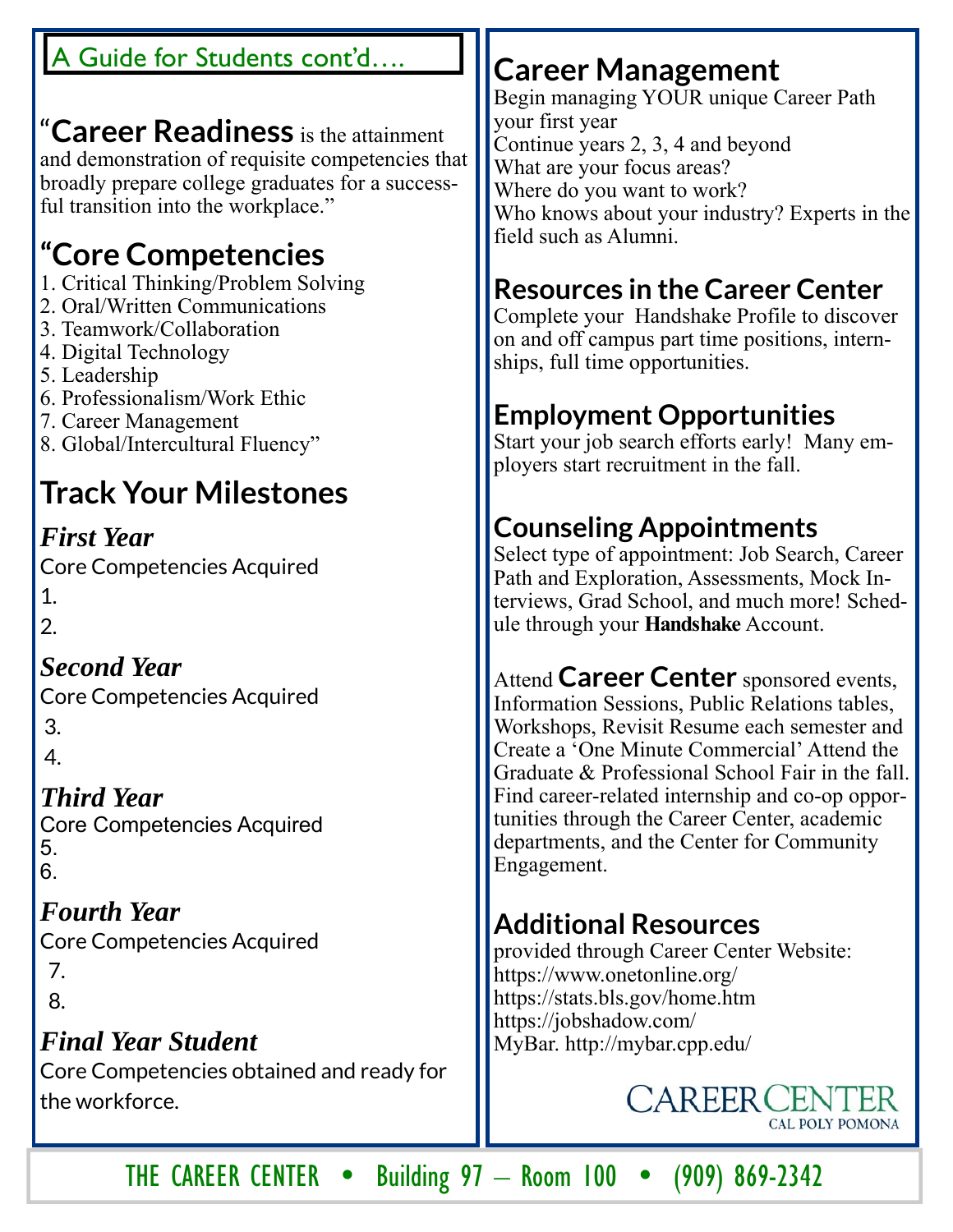A Guide for Students cont'd….

"**Career Readiness** is the attainment and demonstration of requisite competencies that broadly prepare college graduates for a successful transition into the workplace."

## "Core Competencies

1. Critical Thinking/Problem Solving
2. Oral/Written Communications
3. Teamwork/Collaboration
4. Digital Technology
5. Leadership
6. Professionalism/Work Ethic
7. Career Management
8. Global/Intercultural Fluency"

## Track Your Milestones

### *First Year*

Core Competencies Acquired

1.

2.

### *Second Year*

Core Competencies Acquired

3.

4.

### *Third Year*

Core Competencies Acquired

5.

6.

### *Fourth Year*

Core Competencies Acquired

7.

8.

### *Final Year Student*

Core Competencies obtained and ready for the workforce.

## Career Management

Begin managing YOUR unique Career Path your first year
Continue years 2, 3, 4 and beyond
What are your focus areas?
Where do you want to work?
Who knows about your industry? Experts in the field such as Alumni.

## Resources in the Career Center

Complete your Handshake Profile to discover on and off campus part time positions, internships, full time opportunities.

## Employment Opportunities

Start your job search efforts early! Many employers start recruitment in the fall.

## Counseling Appointments

Select type of appointment: Job Search, Career Path and Exploration, Assessments, Mock Interviews, Grad School, and much more! Schedule through your **Handshake** Account.

Attend **Career Center** sponsored events, Information Sessions, Public Relations tables, Workshops, Revisit Resume each semester and Create a 'One Minute Commercial' Attend the Graduate & Professional School Fair in the fall. Find career-related internship and co-op opportunities through the Career Center, academic departments, and the Center for Community Engagement.

## Additional Resources

provided through Career Center Website:
https://www.onetonline.org/
https://stats.bls.gov/home.htm
https://jobshadow.com/
MyBar. http://mybar.cpp.edu/

CAREER CENTER
CAL POLY POMONA

THE CAREER CENTER • Building 97 – Room 100 • (909) 869-2342